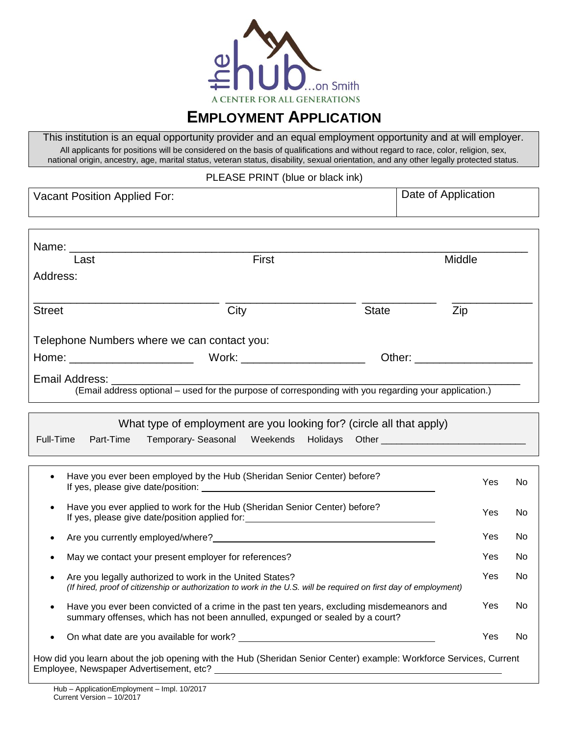the hub ...on Smith
A CENTER FOR ALL GENERATIONS

# EMPLOYMENT APPLICATION

This institution is an equal opportunity provider and an equal employment opportunity and at will employer.
All applicants for positions will be considered on the basis of qualifications and without regard to race, color, religion, sex, national origin, ancestry, age, marital status, veteran status, disability, sexual orientation, and any other legally protected status.

PLEASE PRINT (blue or black ink)

| Vacant Position Applied For: | Date of Application |
|---|---|

Name: ______________________________________________
Last First Middle

Address:

______________ ______________ ______________ ______________
Street City State Zip

Telephone Numbers where we can contact you:

Home: ____________ Work: ____________ Other: ____________

Email Address: ______________________________________________
(Email address optional – used for the purpose of corresponding with you regarding your application.)

What type of employment are you looking for? (circle all that apply)

Full-Time Part-Time Temporary- Seasonal Weekends Holidays Other ______________

- Have you ever been employed by the Hub (Sheridan Senior Center) before? If yes, please give date/position: ______________ Yes No
- Have you ever applied to work for the Hub (Sheridan Senior Center) before? If yes, please give date/position applied for: ______________ Yes No
- Are you currently employed/where? ______________ Yes No
- May we contact your present employer for references? Yes No
- Are you legally authorized to work in the United States? *(If hired, proof of citizenship or authorization to work in the U.S. will be required on first day of employment)* Yes No
- Have you ever been convicted of a crime in the past ten years, excluding misdemeanors and summary offenses, which has not been annulled, expunged or sealed by a court? Yes No
- On what date are you available for work? ______________ Yes No

How did you learn about the job opening with the Hub (Sheridan Senior Center) example: Workforce Services, Current Employee, Newspaper Advertisement, etc? ______________

Hub – ApplicationEmployment – Impl. 10/2017
Current Version – 10/2017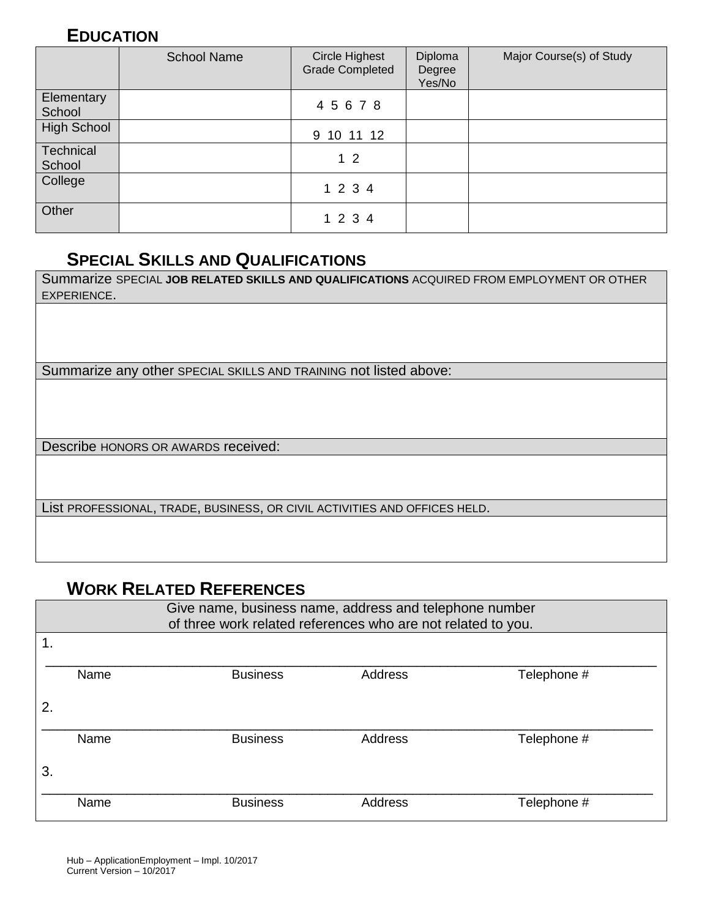## EDUCATION

| | School Name | Circle Highest Grade Completed | Diploma Degree Yes/No | Major Course(s) of Study |
|---|---|---|---|---|
| Elementary School | | 4 5 6 7 8 | | |
| High School | | 9 10 11 12 | | |
| Technical School | | 1 2 | | |
| College | | 1 2 3 4 | | |
| Other | | 1 2 3 4 | | |

## SPECIAL SKILLS AND QUALIFICATIONS

Summarize SPECIAL **JOB RELATED SKILLS AND QUALIFICATIONS** ACQUIRED FROM EMPLOYMENT OR OTHER EXPERIENCE.

Summarize any other SPECIAL SKILLS AND TRAINING not listed above:

Describe HONORS OR AWARDS received:

List PROFESSIONAL, TRADE, BUSINESS, OR CIVIL ACTIVITIES AND OFFICES HELD.

## WORK RELATED REFERENCES

Give name, business name, address and telephone number of three work related references who are not related to you.

1.

______________________________________________________________________________

Name Business Address Telephone #

2.

______________________________________________________________________________

Name Business Address Telephone #

3.

______________________________________________________________________________

Name Business Address Telephone #

Hub – ApplicationEmployment – Impl. 10/2017
Current Version – 10/2017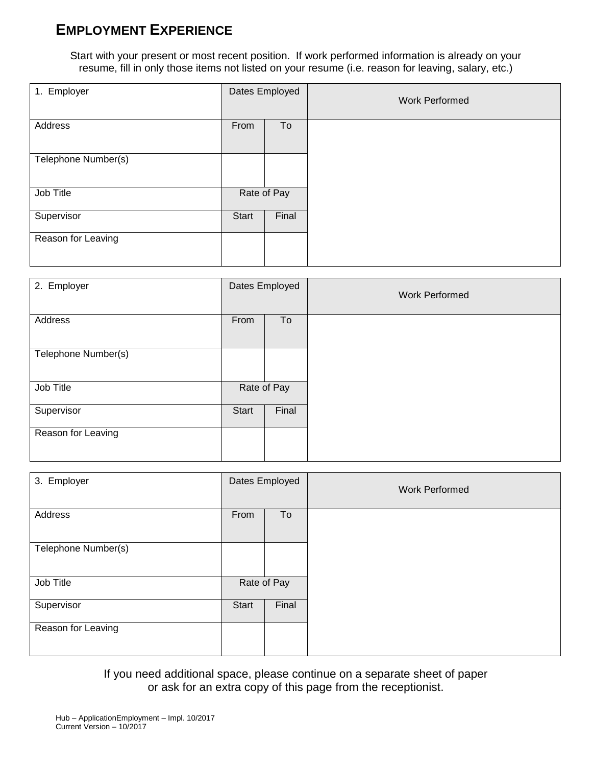# EMPLOYMENT EXPERIENCE

Start with your present or most recent position. If work performed information is already on your resume, fill in only those items not listed on your resume (i.e. reason for leaving, salary, etc.)

| 1. Employer | Dates Employed | | Work Performed |
|---|---|---|---|
| Address | From | To | |
| Telephone Number(s) | | | |
| Job Title | Rate of Pay | | |
| Supervisor | Start | Final | |
| Reason for Leaving | | | |

| 2. Employer | Dates Employed | | Work Performed |
|---|---|---|---|
| Address | From | To | |
| Telephone Number(s) | | | |
| Job Title | Rate of Pay | | |
| Supervisor | Start | Final | |
| Reason for Leaving | | | |

| 3. Employer | Dates Employed | | Work Performed |
|---|---|---|---|
| Address | From | To | |
| Telephone Number(s) | | | |
| Job Title | Rate of Pay | | |
| Supervisor | Start | Final | |
| Reason for Leaving | | | |

If you need additional space, please continue on a separate sheet of paper or ask for an extra copy of this page from the receptionist.

Hub – ApplicationEmployment – Impl. 10/2017
Current Version – 10/2017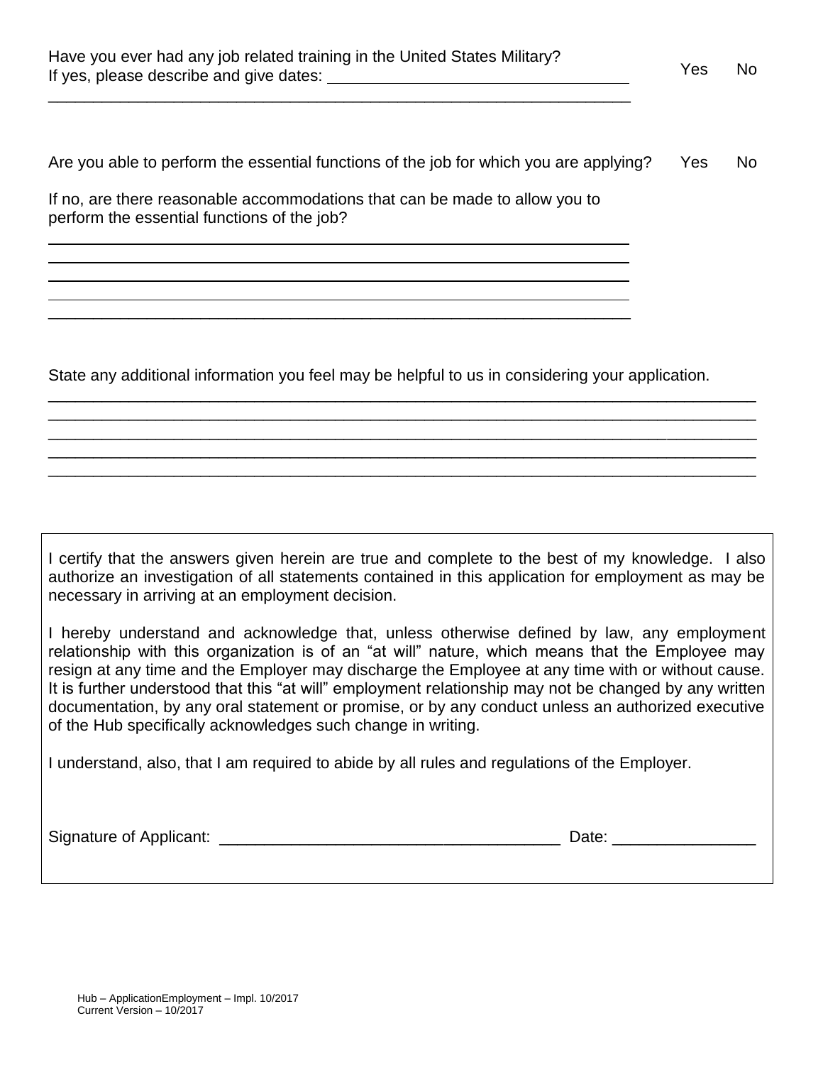Have you ever had any job related training in the United States Military? Yes No

If yes, please describe and give dates: ____________________________________

______________________________________________________________________

Are you able to perform the essential functions of the job for which you are applying? Yes No

If no, are there reasonable accommodations that can be made to allow you to perform the essential functions of the job?

______________________________________________________________________

______________________________________________________________________

______________________________________________________________________

______________________________________________________________________

______________________________________________________________________

State any additional information you feel may be helpful to us in considering your application.

______________________________________________________________________

______________________________________________________________________

______________________________________________________________________

______________________________________________________________________

______________________________________________________________________

I certify that the answers given herein are true and complete to the best of my knowledge. I also authorize an investigation of all statements contained in this application for employment as may be necessary in arriving at an employment decision.

I hereby understand and acknowledge that, unless otherwise defined by law, any employment relationship with this organization is of an "at will" nature, which means that the Employee may resign at any time and the Employer may discharge the Employee at any time with or without cause. It is further understood that this "at will" employment relationship may not be changed by any written documentation, by any oral statement or promise, or by any conduct unless an authorized executive of the Hub specifically acknowledges such change in writing.

I understand, also, that I am required to abide by all rules and regulations of the Employer.

Signature of Applicant: ______________________________________ Date: ________________

Hub – ApplicationEmployment – Impl. 10/2017
Current Version – 10/2017